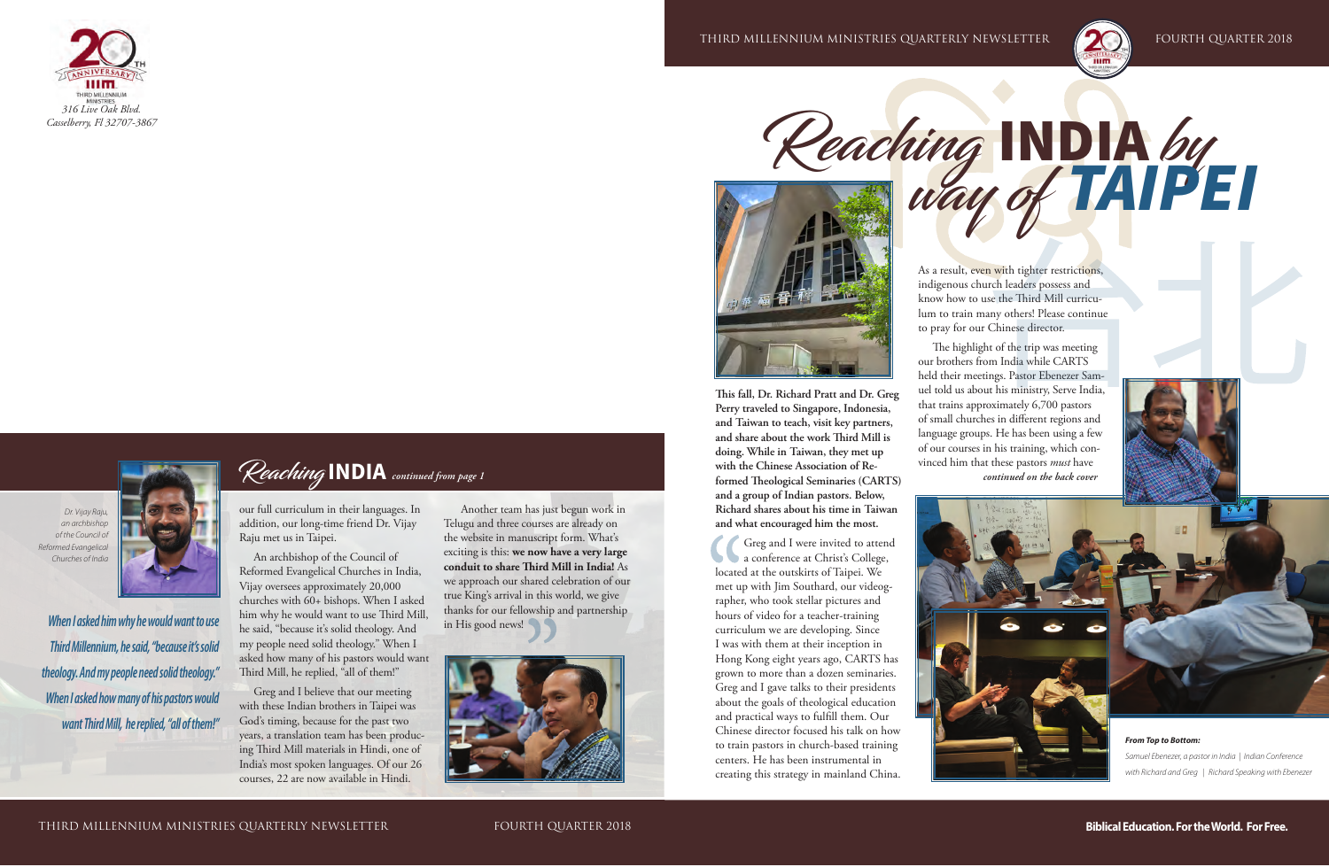316 Live Oak Blvd.
Casselberry, Fl 32707-3867

# *Reaching* INDIA by *way of* TAIPEI

**This fall, Dr. Richard Pratt and Dr. Greg Perry traveled to Singapore, Indonesia, and Taiwan to teach, visit key partners, and share about the work Third Mill is doing. While in Taiwan, they met up with the Chinese Association of Reformed Theological Seminaries (CARTS) and a group of Indian pastors. Below, Richard shares about his time in Taiwan and what encouraged him the most.**

Greg and I were invited to attend a conference at Christ's College, located at the outskirts of Taipei. We met up with Jim Southard, our videographer, who took stellar pictures and hours of video for a teacher-training curriculum we are developing. Since I was with them at their inception in Hong Kong eight years ago, CARTS has grown to more than a dozen seminaries. Greg and I gave talks to their presidents about the goals of theological education and practical ways to fulfill them. Our Chinese director focused his talk on how to train pastors in church-based training centers. He has been instrumental in creating this strategy in mainland China.

As a result, even with tighter restrictions, indigenous church leaders possess and know how to use the Third Mill curriculum to train many others! Please continue to pray for our Chinese director.

The highlight of the trip was meeting our brothers from India while CARTS held their meetings. Pastor Ebenezer Samuel told us about his ministry, Serve India, that trains approximately 6,700 pastors of small churches in different regions and language groups. He has been using a few of our courses in his training, which convinced him that these pastors *must* have

*continued on the back cover*

*From Top to Bottom:*
*Samuel Ebenezer, a pastor in India | Indian Conference with Richard and Greg | Richard Speaking with Ebenezer*

## *Reaching* INDIA *continued from page 1*

*Dr. Vijay Raju, an archbishop of the Council of Reformed Evangelical Churches of India*

*When I asked him why he would want to use Third Millennium, he said, "because it's solid theology. And my people need solid theology." When I asked how many of his pastors would want Third Mill, he replied, "all of them!"*

our full curriculum in their languages. In addition, our long-time friend Dr. Vijay Raju met us in Taipei.

An archbishop of the Council of Reformed Evangelical Churches in India, Vijay oversees approximately 20,000 churches with 60+ bishops. When I asked him why he would want to use Third Mill, he said, "because it's solid theology. And my people need solid theology." When I asked how many of his pastors would want Third Mill, he replied, "all of them!"

Greg and I believe that our meeting with these Indian brothers in Taipei was God's timing, because for the past two years, a translation team has been producing Third Mill materials in Hindi, one of India's most spoken languages. Of our 26 courses, 22 are now available in Hindi.

Another team has just begun work in Telugu and three courses are already on the website in manuscript form. What's exciting is this: **we now have a very large conduit to share Third Mill in India!** As we approach our shared celebration of our true King's arrival in this world, we give thanks for our fellowship and partnership in His good news!

**Biblical Education. For the World. For Free.**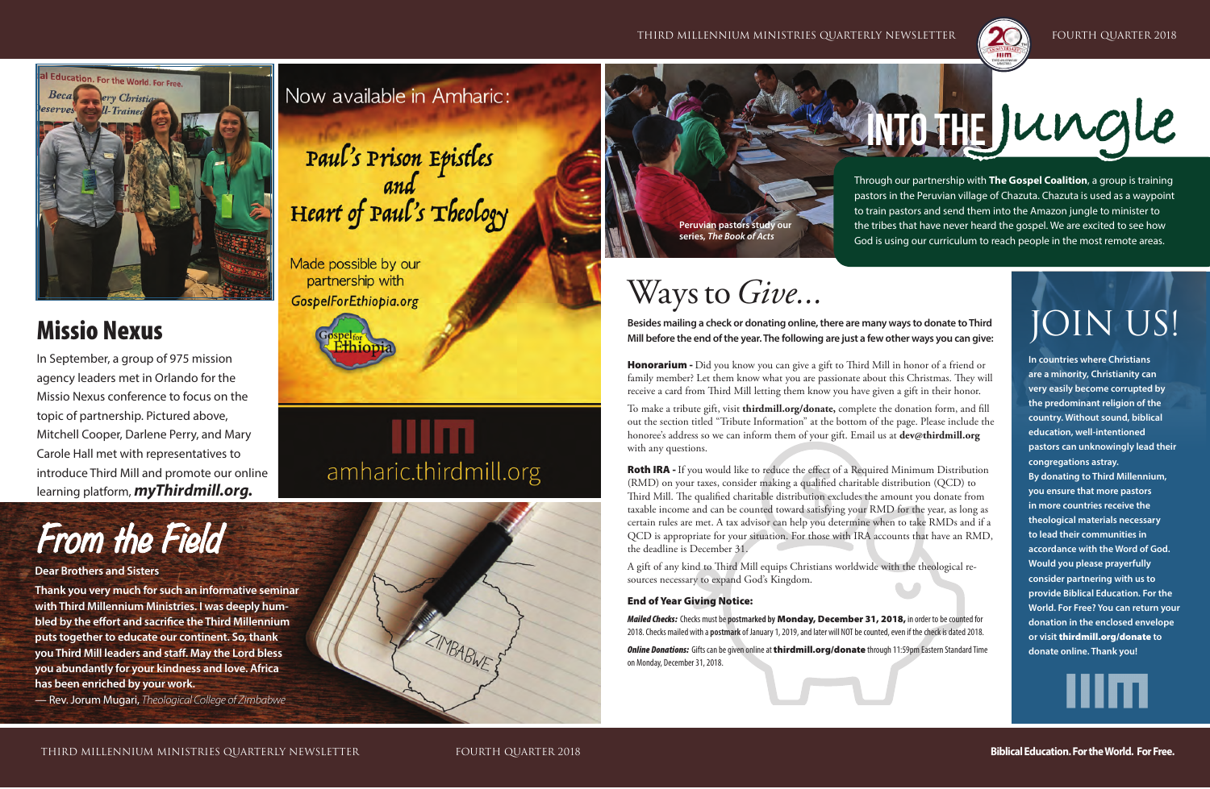## Missio Nexus

In September, a group of 975 mission agency leaders met in Orlando for the Missio Nexus conference to focus on the topic of partnership. Pictured above, Mitchell Cooper, Darlene Perry, and Mary Carole Hall met with representatives to introduce Third Mill and promote our online learning platform, ***myThirdmill.org.***

Now available in Amharic:

*Paul's Prison Epistles and Heart of Paul's Theology*

Made possible by our partnership with *GospelForEthiopia.org*

amharic.thirdmill.org

## *From the Field*

**Dear Brothers and Sisters**

**Thank you very much for such an informative seminar with Third Millennium Ministries. I was deeply humbled by the effort and sacrifice the Third Millennium puts together to educate our continent. So, thank you Third Mill leaders and staff. May the Lord bless you abundantly for your kindness and love. Africa has been enriched by your work.**

— Rev. Jorum Mugari, *Theological College of Zimbabwe*

# INTO THE Jungle

**Peruvian pastors study our series, *The Book of Acts***

Through our partnership with **The Gospel Coalition**, a group is training pastors in the Peruvian village of Chazuta. Chazuta is used as a waypoint to train pastors and send them into the Amazon jungle to minister to the tribes that have never heard the gospel. We are excited to see how God is using our curriculum to reach people in the most remote areas.

# Ways to *Give...*

**Besides mailing a check or donating online, there are many ways to donate to Third Mill before the end of the year. The following are just a few other ways you can give:**

**Honorarium -** Did you know you can give a gift to Third Mill in honor of a friend or family member? Let them know what you are passionate about this Christmas. They will receive a card from Third Mill letting them know you have given a gift in their honor.

To make a tribute gift, visit **thirdmill.org/donate,** complete the donation form, and fill out the section titled "Tribute Information" at the bottom of the page. Please include the honoree's address so we can inform them of your gift. Email us at **dev@thirdmill.org** with any questions.

**Roth IRA -** If you would like to reduce the effect of a Required Minimum Distribution (RMD) on your taxes, consider making a qualified charitable distribution (QCD) to Third Mill. The qualified charitable distribution excludes the amount you donate from taxable income and can be counted toward satisfying your RMD for the year, as long as certain rules are met. A tax advisor can help you determine when to take RMDs and if a QCD is appropriate for your situation. For those with IRA accounts that have an RMD, the deadline is December 31.

A gift of any kind to Third Mill equips Christians worldwide with the theological resources necessary to expand God's Kingdom.

**End of Year Giving Notice:**

***Mailed Checks:*** Checks must be **postmarked** by **Monday, December 31, 2018,** in order to be counted for 2018. Checks mailed with a **postmark** of January 1, 2019, and later will NOT be counted, even if the check is dated 2018.

***Online Donations:*** Gifts can be given online at **thirdmill.org/donate** through 11:59pm Eastern Standard Time on Monday, December 31, 2018.

# JOIN US!

**In countries where Christians are a minority, Christianity can very easily become corrupted by the predominant religion of the country. Without sound, biblical education, well-intentioned pastors can unknowingly lead their congregations astray.**
**By donating to Third Millennium, you ensure that more pastors in more countries receive the theological materials necessary to lead their communities in accordance with the Word of God. Would you please prayerfully consider partnering with us to provide Biblical Education. For the World. For Free? You can return your donation in the enclosed envelope or visit thirdmill.org/donate to donate online. Thank you!**

**Biblical Education. For the World. For Free.**